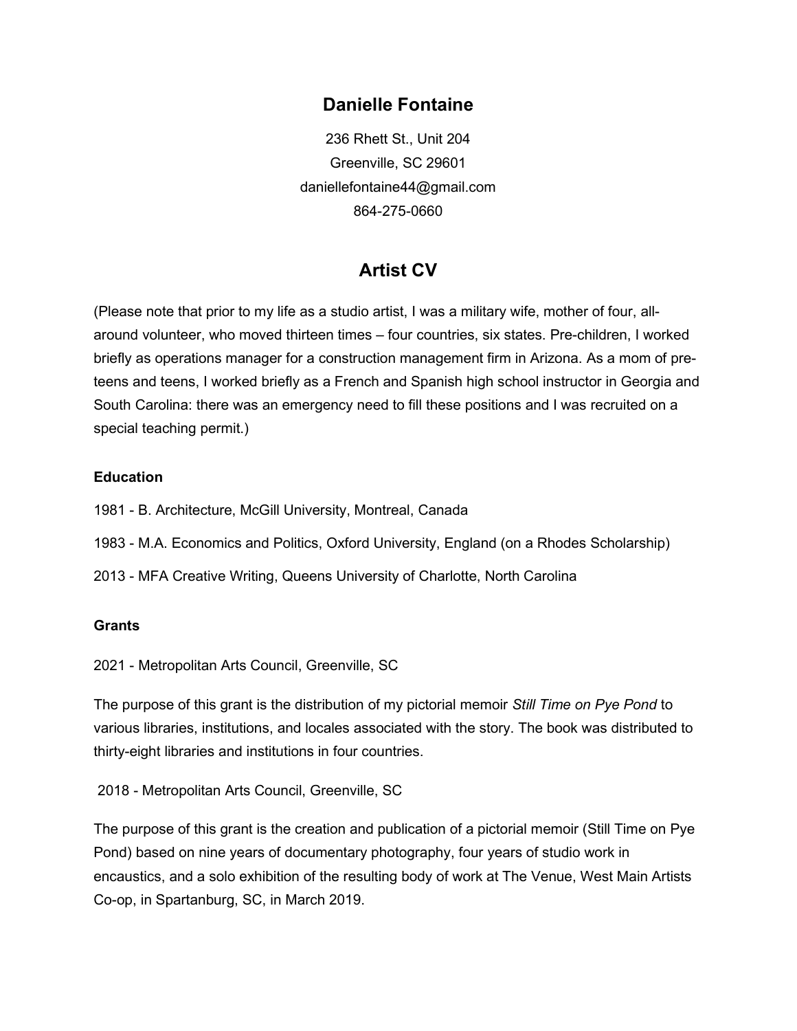# Danielle Fontaine

236 Rhett St., Unit 204
Greenville, SC 29601
daniellefontaine44@gmail.com
864-275-0660

## Artist CV

(Please note that prior to my life as a studio artist, I was a military wife, mother of four, all-around volunteer, who moved thirteen times – four countries, six states. Pre-children, I worked briefly as operations manager for a construction management firm in Arizona. As a mom of pre-teens and teens, I worked briefly as a French and Spanish high school instructor in Georgia and South Carolina: there was an emergency need to fill these positions and I was recruited on a special teaching permit.)

### Education

1981 - B. Architecture, McGill University, Montreal, Canada

1983 - M.A. Economics and Politics, Oxford University, England (on a Rhodes Scholarship)

2013 - MFA Creative Writing, Queens University of Charlotte, North Carolina

### Grants

2021 - Metropolitan Arts Council, Greenville, SC

The purpose of this grant is the distribution of my pictorial memoir *Still Time on Pye Pond* to various libraries, institutions, and locales associated with the story. The book was distributed to thirty-eight libraries and institutions in four countries.

2018 - Metropolitan Arts Council, Greenville, SC

The purpose of this grant is the creation and publication of a pictorial memoir (Still Time on Pye Pond) based on nine years of documentary photography, four years of studio work in encaustics, and a solo exhibition of the resulting body of work at The Venue, West Main Artists Co-op, in Spartanburg, SC, in March 2019.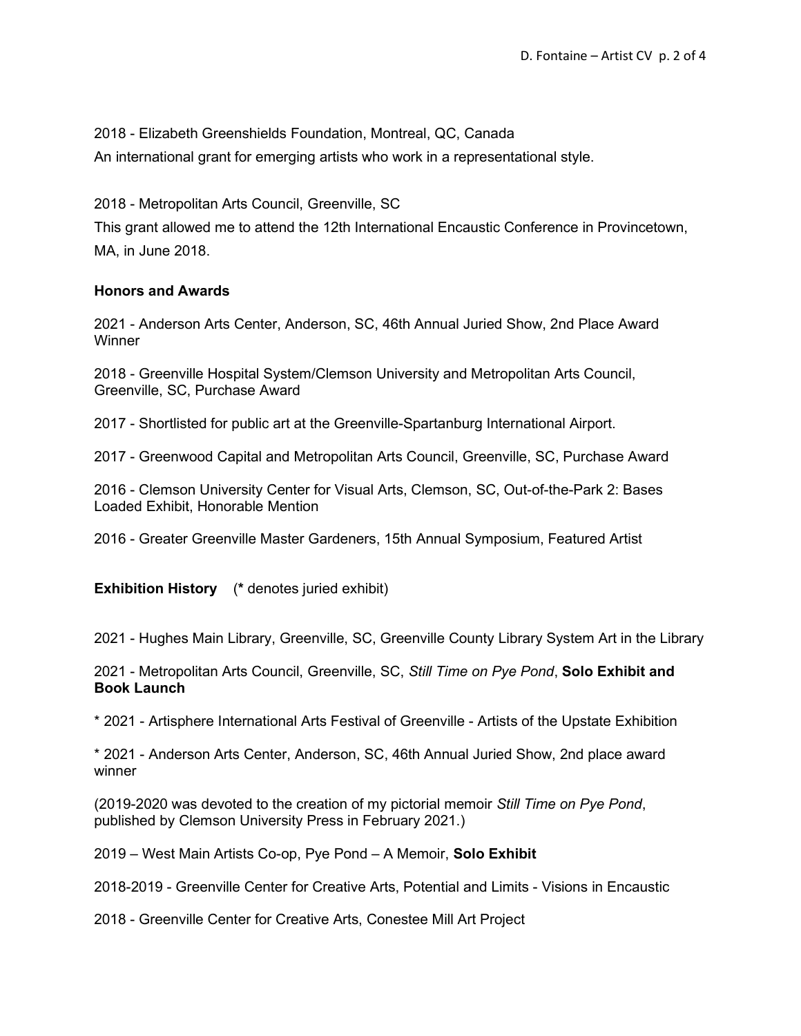2018 - Elizabeth Greenshields Foundation, Montreal, QC, Canada
An international grant for emerging artists who work in a representational style.

2018 - Metropolitan Arts Council, Greenville, SC
This grant allowed me to attend the 12th International Encaustic Conference in Provincetown, MA, in June 2018.

**Honors and Awards**

2021 - Anderson Arts Center, Anderson, SC, 46th Annual Juried Show, 2nd Place Award Winner

2018 - Greenville Hospital System/Clemson University and Metropolitan Arts Council, Greenville, SC, Purchase Award

2017 - Shortlisted for public art at the Greenville-Spartanburg International Airport.

2017 - Greenwood Capital and Metropolitan Arts Council, Greenville, SC, Purchase Award

2016 - Clemson University Center for Visual Arts, Clemson, SC, Out-of-the-Park 2: Bases Loaded Exhibit, Honorable Mention

2016 - Greater Greenville Master Gardeners, 15th Annual Symposium, Featured Artist

**Exhibition History** (**\*** denotes juried exhibit)

2021 - Hughes Main Library, Greenville, SC, Greenville County Library System Art in the Library

2021 - Metropolitan Arts Council, Greenville, SC, *Still Time on Pye Pond*, **Solo Exhibit and Book Launch**

\* 2021 - Artisphere International Arts Festival of Greenville - Artists of the Upstate Exhibition

\* 2021 - Anderson Arts Center, Anderson, SC, 46th Annual Juried Show, 2nd place award winner

(2019-2020 was devoted to the creation of my pictorial memoir *Still Time on Pye Pond*, published by Clemson University Press in February 2021.)

2019 – West Main Artists Co-op, Pye Pond – A Memoir, **Solo Exhibit**

2018-2019 - Greenville Center for Creative Arts, Potential and Limits - Visions in Encaustic

2018 - Greenville Center for Creative Arts, Conestee Mill Art Project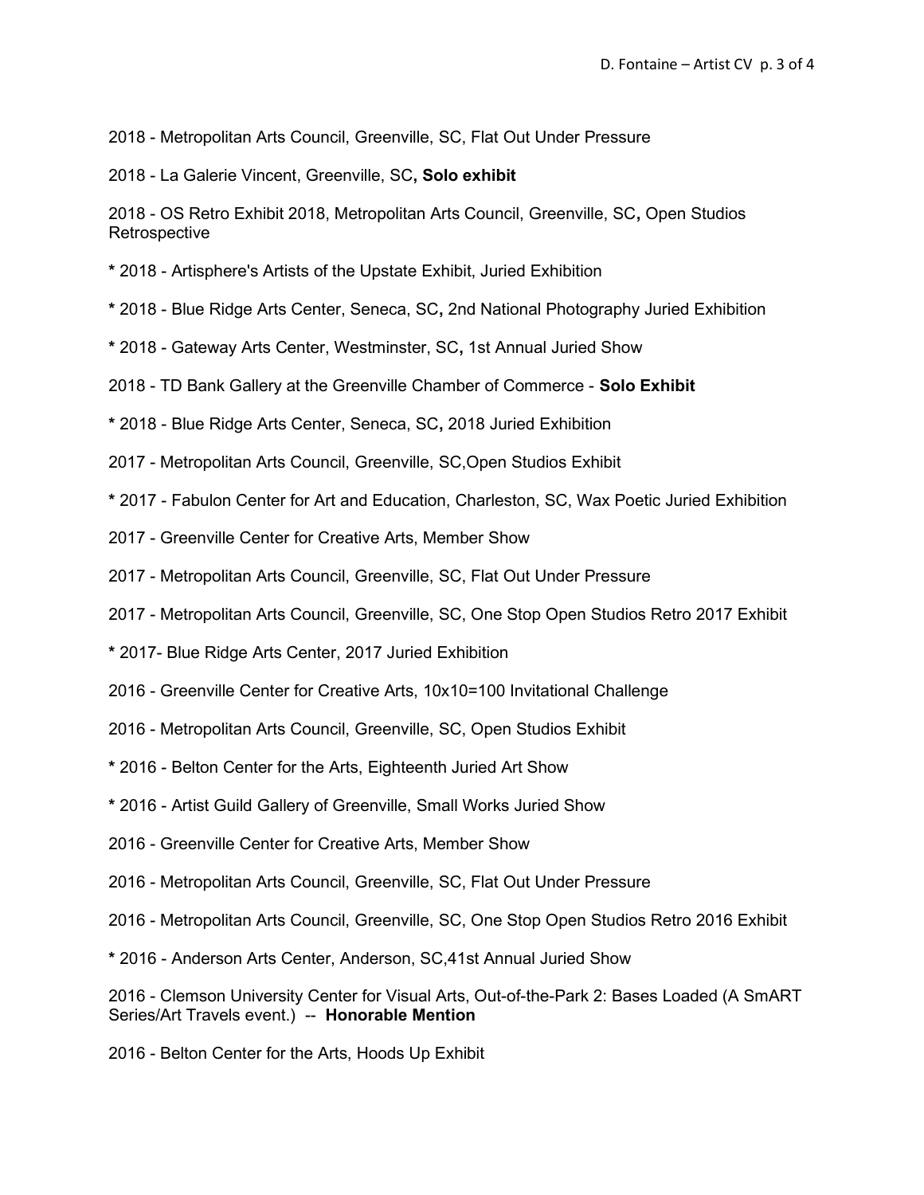2018 - Metropolitan Arts Council, Greenville, SC, Flat Out Under Pressure

2018 - La Galerie Vincent, Greenville, SC**, Solo exhibit**

2018 - OS Retro Exhibit 2018, Metropolitan Arts Council, Greenville, SC**,** Open Studios Retrospective

**\*** 2018 - Artisphere's Artists of the Upstate Exhibit, Juried Exhibition

**\*** 2018 - Blue Ridge Arts Center, Seneca, SC**,** 2nd National Photography Juried Exhibition

**\*** 2018 - Gateway Arts Center, Westminster, SC**,** 1st Annual Juried Show

2018 - TD Bank Gallery at the Greenville Chamber of Commerce - **Solo Exhibit**

**\*** 2018 - Blue Ridge Arts Center, Seneca, SC**,** 2018 Juried Exhibition

2017 - Metropolitan Arts Council, Greenville, SC,Open Studios Exhibit

**\*** 2017 - Fabulon Center for Art and Education, Charleston, SC, Wax Poetic Juried Exhibition

2017 - Greenville Center for Creative Arts, Member Show

2017 - Metropolitan Arts Council, Greenville, SC, Flat Out Under Pressure

2017 - Metropolitan Arts Council, Greenville, SC, One Stop Open Studios Retro 2017 Exhibit

**\*** 2017- Blue Ridge Arts Center, 2017 Juried Exhibition

2016 - Greenville Center for Creative Arts, 10x10=100 Invitational Challenge

2016 - Metropolitan Arts Council, Greenville, SC, Open Studios Exhibit

**\*** 2016 - Belton Center for the Arts, Eighteenth Juried Art Show

**\*** 2016 - Artist Guild Gallery of Greenville, Small Works Juried Show

2016 - Greenville Center for Creative Arts, Member Show

2016 - Metropolitan Arts Council, Greenville, SC, Flat Out Under Pressure

2016 - Metropolitan Arts Council, Greenville, SC, One Stop Open Studios Retro 2016 Exhibit

**\*** 2016 - Anderson Arts Center, Anderson, SC,41st Annual Juried Show

2016 - Clemson University Center for Visual Arts, Out-of-the-Park 2: Bases Loaded (A SmART Series/Art Travels event.) -- **Honorable Mention**

2016 - Belton Center for the Arts, Hoods Up Exhibit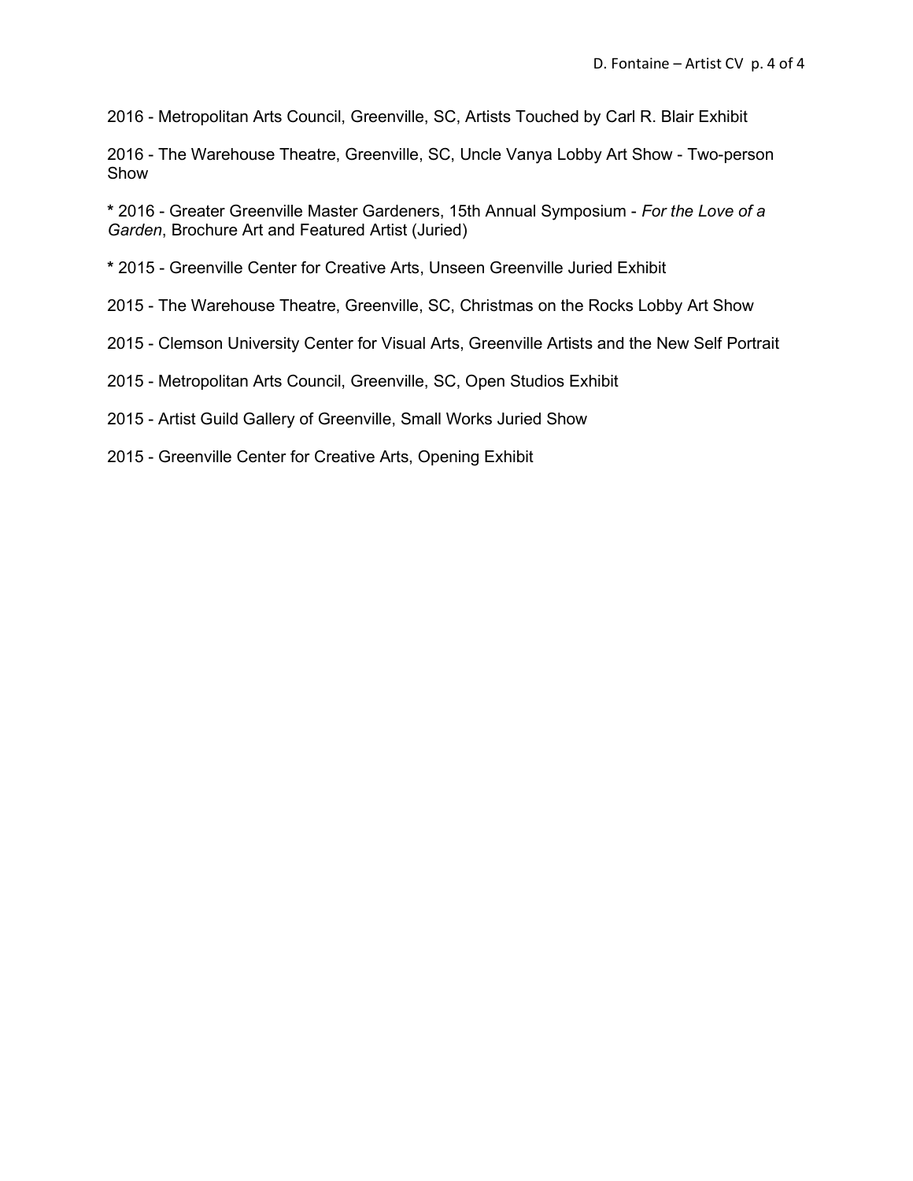2016 - Metropolitan Arts Council, Greenville, SC, Artists Touched by Carl R. Blair Exhibit

2016 - The Warehouse Theatre, Greenville, SC, Uncle Vanya Lobby Art Show - Two-person Show

**\*** 2016 - Greater Greenville Master Gardeners, 15th Annual Symposium - *For the Love of a Garden*, Brochure Art and Featured Artist (Juried)

**\*** 2015 - Greenville Center for Creative Arts, Unseen Greenville Juried Exhibit

2015 - The Warehouse Theatre, Greenville, SC, Christmas on the Rocks Lobby Art Show

2015 - Clemson University Center for Visual Arts, Greenville Artists and the New Self Portrait

2015 - Metropolitan Arts Council, Greenville, SC, Open Studios Exhibit

2015 - Artist Guild Gallery of Greenville, Small Works Juried Show

2015 - Greenville Center for Creative Arts, Opening Exhibit